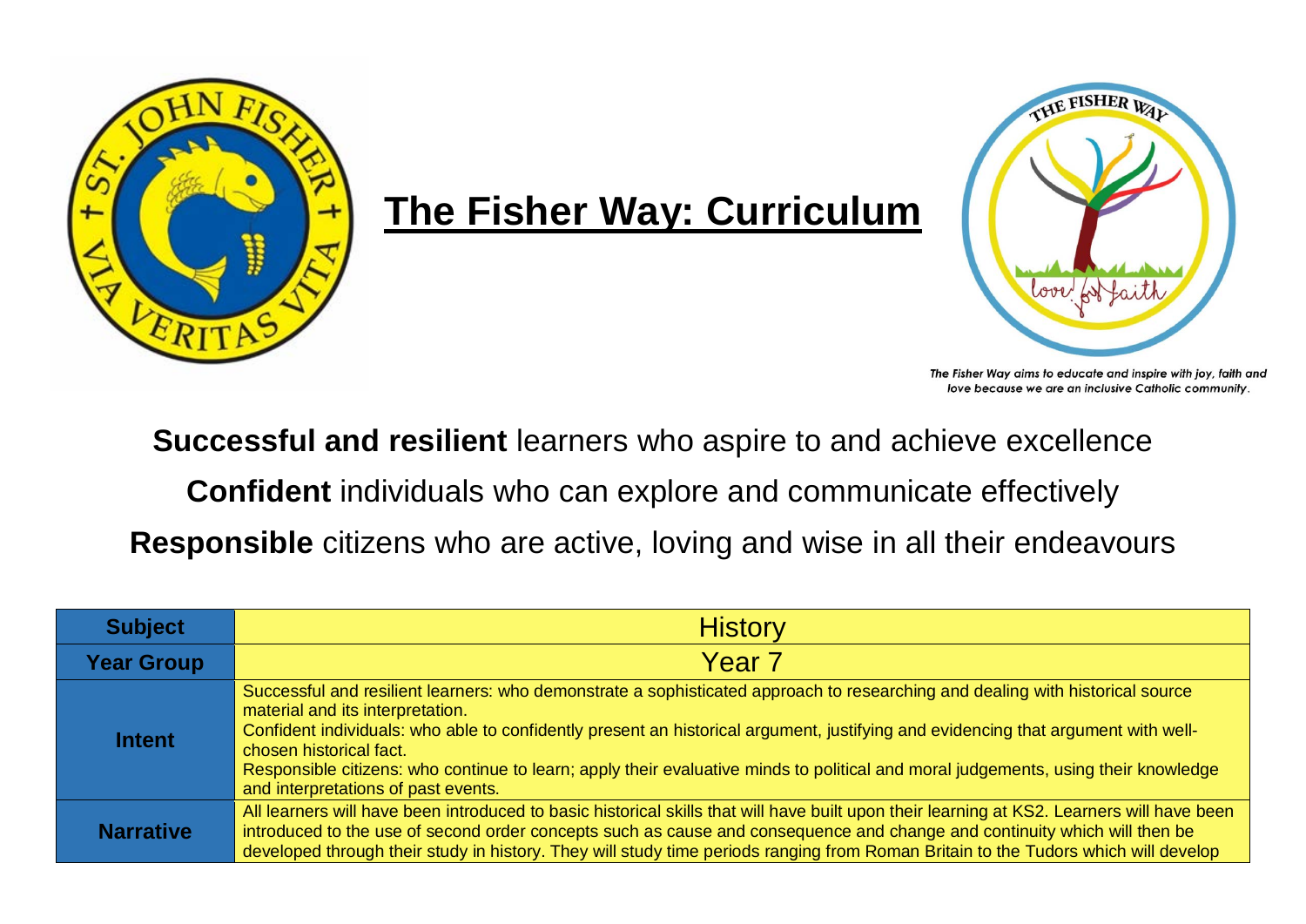# The Fisher Way: Curriculum

*The Fisher Way aims to educate and inspire with joy, faith and love because we are an inclusive Catholic community.*

**Successful and resilient** learners who aspire to and achieve excellence

**Confident** individuals who can explore and communicate effectively

**Responsible** citizens who are active, loving and wise in all their endeavours

| **Subject** | History |
|---|---|
| **Year Group** | Year 7 |
| **Intent** | Successful and resilient learners: who demonstrate a sophisticated approach to researching and dealing with historical source material and its interpretation.<br>Confident individuals: who able to confidently present an historical argument, justifying and evidencing that argument with well-chosen historical fact.<br>Responsible citizens: who continue to learn; apply their evaluative minds to political and moral judgements, using their knowledge and interpretations of past events. |
| **Narrative** | All learners will have been introduced to basic historical skills that will have built upon their learning at KS2. Learners will have been introduced to the use of second order concepts such as cause and consequence and change and continuity which will then be developed through their study in history. They will study time periods ranging from Roman Britain to the Tudors which will develop |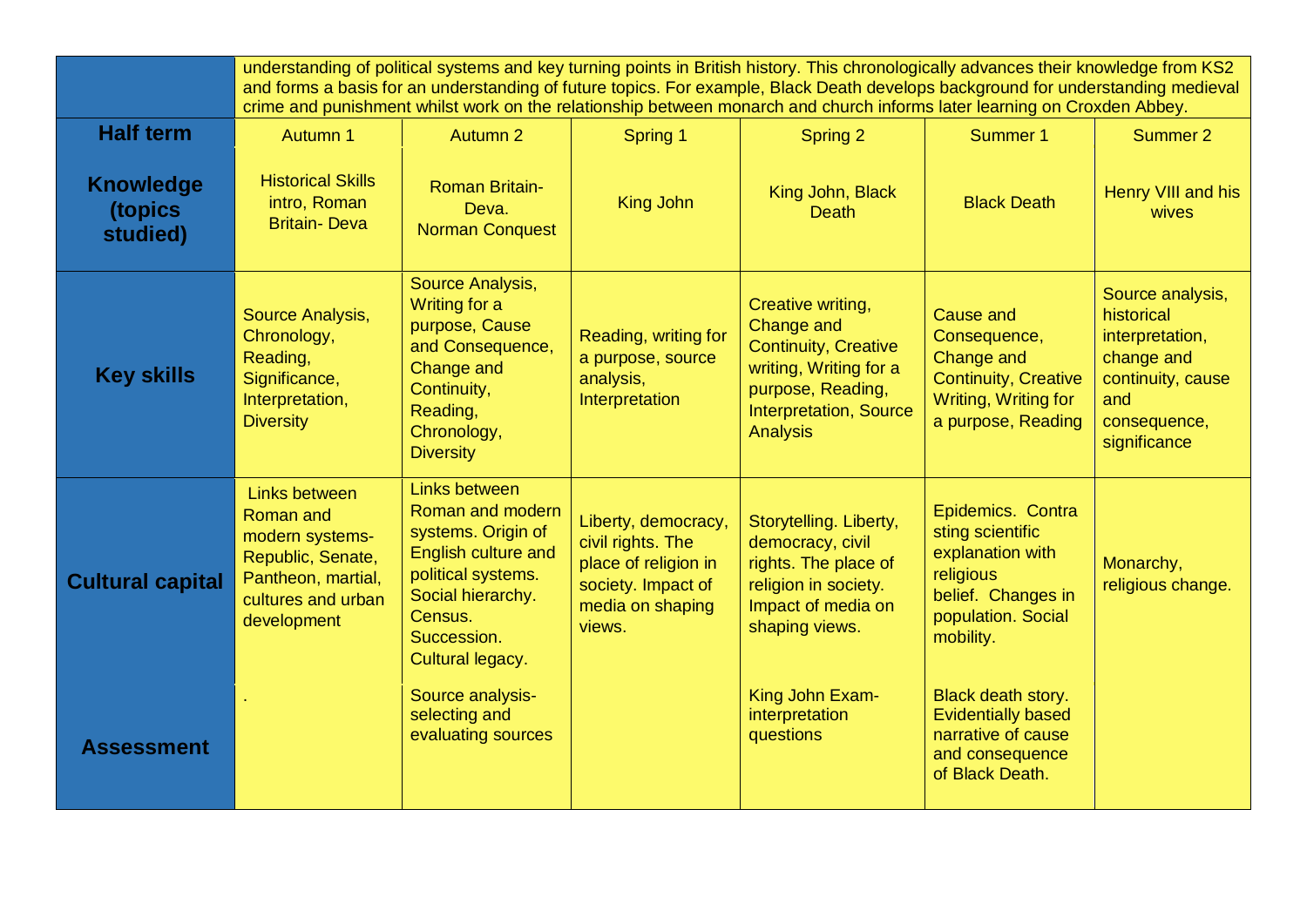| | | | | | | |
|---|---|---|---|---|---|---|
| | understanding of political systems and key turning points in British history. This chronologically advances their knowledge from KS2 and forms a basis for an understanding of future topics. For example, Black Death develops background for understanding medieval crime and punishment whilst work on the relationship between monarch and church informs later learning on Croxden Abbey. | | | | | |
| **Half term** | Autumn 1 | Autumn 2 | Spring 1 | Spring 2 | Summer 1 | Summer 2 |
| **Knowledge (topics studied)** | Historical Skills intro, Roman Britain- Deva | Roman Britain- Deva. Norman Conquest | King John | King John, Black Death | Black Death | Henry VIII and his wives |
| **Key skills** | Source Analysis, Chronology, Reading, Significance, Interpretation, Diversity | Source Analysis, Writing for a purpose, Cause and Consequence, Change and Continuity, Reading, Chronology, Diversity | Reading, writing for a purpose, source analysis, Interpretation | Creative writing, Change and Continuity, Creative writing, Writing for a purpose, Reading, Interpretation, Source Analysis | Cause and Consequence, Change and Continuity, Creative Writing, Writing for a purpose, Reading | Source analysis, historical interpretation, change and continuity, cause and consequence, significance |
| **Cultural capital** | Links between Roman and modern systems- Republic, Senate, Pantheon, martial, cultures and urban development | Links between Roman and modern systems. Origin of English culture and political systems. Social hierarchy. Census. Succession. Cultural legacy. | Liberty, democracy, civil rights. The place of religion in society. Impact of media on shaping views. | Storytelling. Liberty, democracy, civil rights. The place of religion in society. Impact of media on shaping views. | Epidemics. Contrasting scientific explanation with religious belief. Changes in population. Social mobility. | Monarchy, religious change. |
| **Assessment** | . | Source analysis- selecting and evaluating sources | | King John Exam- interpretation questions | Black death story. Evidentially based narrative of cause and consequence of Black Death. | |